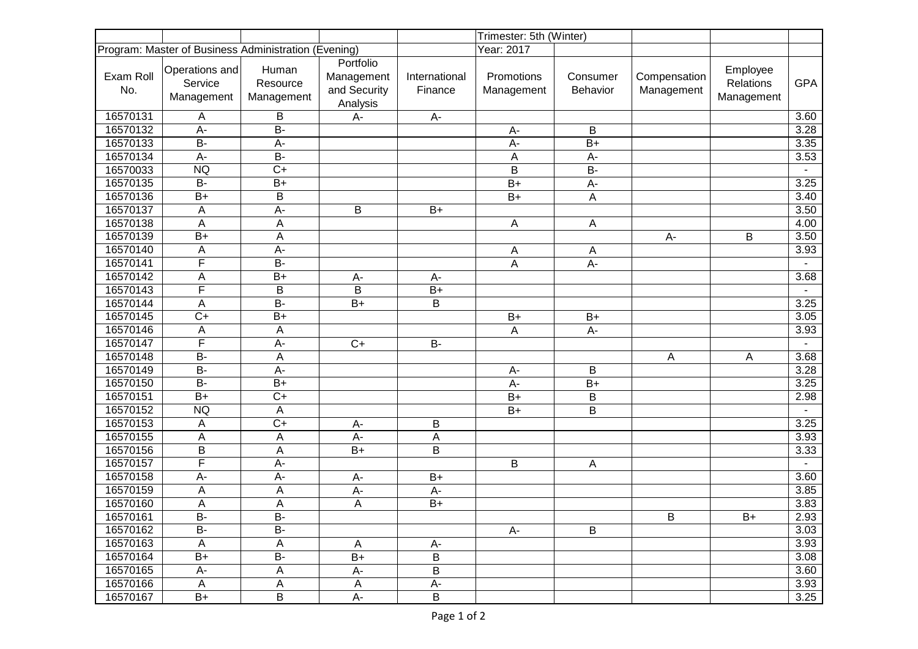| | | | | | Trimester: 5th (Winter) | | | | |
|---|---|---|---|---|---|---|---|---|---|
| Program: Master of Business Administration (Evening) | | | | | Year: 2017 | | | | |
| Exam Roll No. | Operations and Service Management | Human Resource Management | Portfolio Management and Security Analysis | International Finance | Promotions Management | Consumer Behavior | Compensation Management | Employee Relations Management | GPA |
| 16570131 | A | B | A- | A- | | | | | 3.60 |
| 16570132 | A- | B- | | | A- | B | | | 3.28 |
| 16570133 | B- | A- | | | A- | B+ | | | 3.35 |
| 16570134 | A- | B- | | | A | A- | | | 3.53 |
| 16570033 | NQ | C+ | | | B | B- | | | - |
| 16570135 | B- | B+ | | | B+ | A- | | | 3.25 |
| 16570136 | B+ | B | | | B+ | A | | | 3.40 |
| 16570137 | A | A- | B | B+ | | | | | 3.50 |
| 16570138 | A | A | | | A | A | | | 4.00 |
| 16570139 | B+ | A | | | | | A- | B | 3.50 |
| 16570140 | A | A- | | | A | A | | | 3.93 |
| 16570141 | F | B- | | | A | A- | | | - |
| 16570142 | A | B+ | A- | A- | | | | | 3.68 |
| 16570143 | F | B | B | B+ | | | | | - |
| 16570144 | A | B- | B+ | B | | | | | 3.25 |
| 16570145 | C+ | B+ | | | B+ | B+ | | | 3.05 |
| 16570146 | A | A | | | A | A- | | | 3.93 |
| 16570147 | F | A- | C+ | B- | | | | | - |
| 16570148 | B- | A | | | | | A | A | 3.68 |
| 16570149 | B- | A- | | | A- | B | | | 3.28 |
| 16570150 | B- | B+ | | | A- | B+ | | | 3.25 |
| 16570151 | B+ | C+ | | | B+ | B | | | 2.98 |
| 16570152 | NQ | A | | | B+ | B | | | - |
| 16570153 | A | C+ | A- | B | | | | | 3.25 |
| 16570155 | A | A | A- | A | | | | | 3.93 |
| 16570156 | B | A | B+ | B | | | | | 3.33 |
| 16570157 | F | A- | | | B | A | | | - |
| 16570158 | A- | A- | A- | B+ | | | | | 3.60 |
| 16570159 | A | A | A- | A- | | | | | 3.85 |
| 16570160 | A | A | A | B+ | | | | | 3.83 |
| 16570161 | B- | B- | | | | | B | B+ | 2.93 |
| 16570162 | B- | B- | | | A- | B | | | 3.03 |
| 16570163 | A | A | A | A- | | | | | 3.93 |
| 16570164 | B+ | B- | B+ | B | | | | | 3.08 |
| 16570165 | A- | A | A- | B | | | | | 3.60 |
| 16570166 | A | A | A | A- | | | | | 3.93 |
| 16570167 | B+ | B | A- | B | | | | | 3.25 |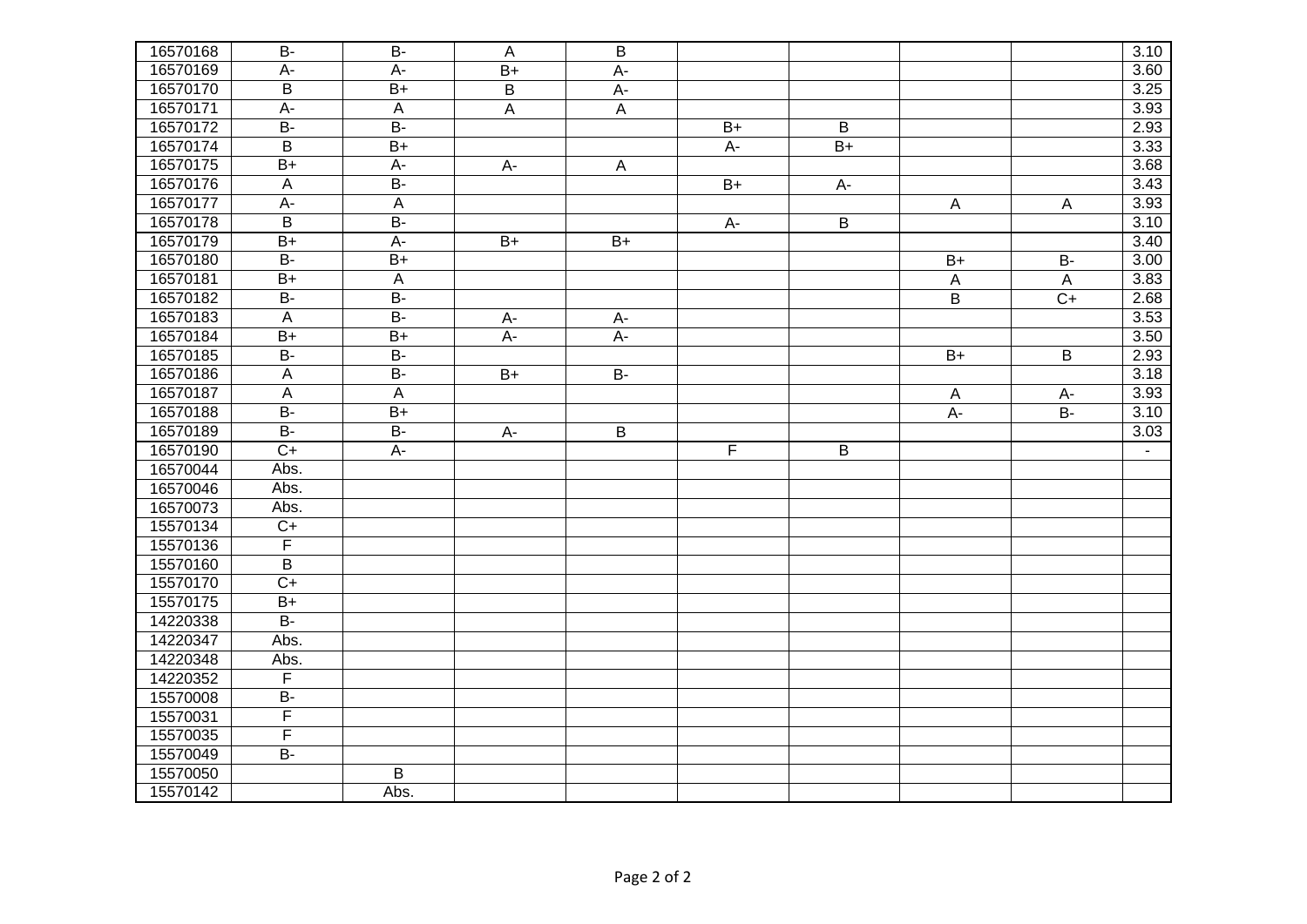| | | | | | | | | | |
|---|---|---|---|---|---|---|---|---|---|
| 16570168 | B- | B- | A | B | | | | | 3.10 |
| 16570169 | A- | A- | B+ | A- | | | | | 3.60 |
| 16570170 | B | B+ | B | A- | | | | | 3.25 |
| 16570171 | A- | A | A | A | | | | | 3.93 |
| 16570172 | B- | B- | | | B+ | B | | | 2.93 |
| 16570174 | B | B+ | | | A- | B+ | | | 3.33 |
| 16570175 | B+ | A- | A- | A | | | | | 3.68 |
| 16570176 | A | B- | | | B+ | A- | | | 3.43 |
| 16570177 | A- | A | | | | | A | A | 3.93 |
| 16570178 | B | B- | | | A- | B | | | 3.10 |
| 16570179 | B+ | A- | B+ | B+ | | | | | 3.40 |
| 16570180 | B- | B+ | | | | | B+ | B- | 3.00 |
| 16570181 | B+ | A | | | | | A | A | 3.83 |
| 16570182 | B- | B- | | | | | B | C+ | 2.68 |
| 16570183 | A | B- | A- | A- | | | | | 3.53 |
| 16570184 | B+ | B+ | A- | A- | | | | | 3.50 |
| 16570185 | B- | B- | | | | | B+ | B | 2.93 |
| 16570186 | A | B- | B+ | B- | | | | | 3.18 |
| 16570187 | A | A | | | | | A | A- | 3.93 |
| 16570188 | B- | B+ | | | | | A- | B- | 3.10 |
| 16570189 | B- | B- | A- | B | | | | | 3.03 |
| 16570190 | C+ | A- | | | F | B | | | - |
| 16570044 | Abs. | | | | | | | | |
| 16570046 | Abs. | | | | | | | | |
| 16570073 | Abs. | | | | | | | | |
| 15570134 | C+ | | | | | | | | |
| 15570136 | F | | | | | | | | |
| 15570160 | B | | | | | | | | |
| 15570170 | C+ | | | | | | | | |
| 15570175 | B+ | | | | | | | | |
| 14220338 | B- | | | | | | | | |
| 14220347 | Abs. | | | | | | | | |
| 14220348 | Abs. | | | | | | | | |
| 14220352 | F | | | | | | | | |
| 15570008 | B- | | | | | | | | |
| 15570031 | F | | | | | | | | |
| 15570035 | F | | | | | | | | |
| 15570049 | B- | | | | | | | | |
| 15570050 | | B | | | | | | | |
| 15570142 | | Abs. | | | | | | | |